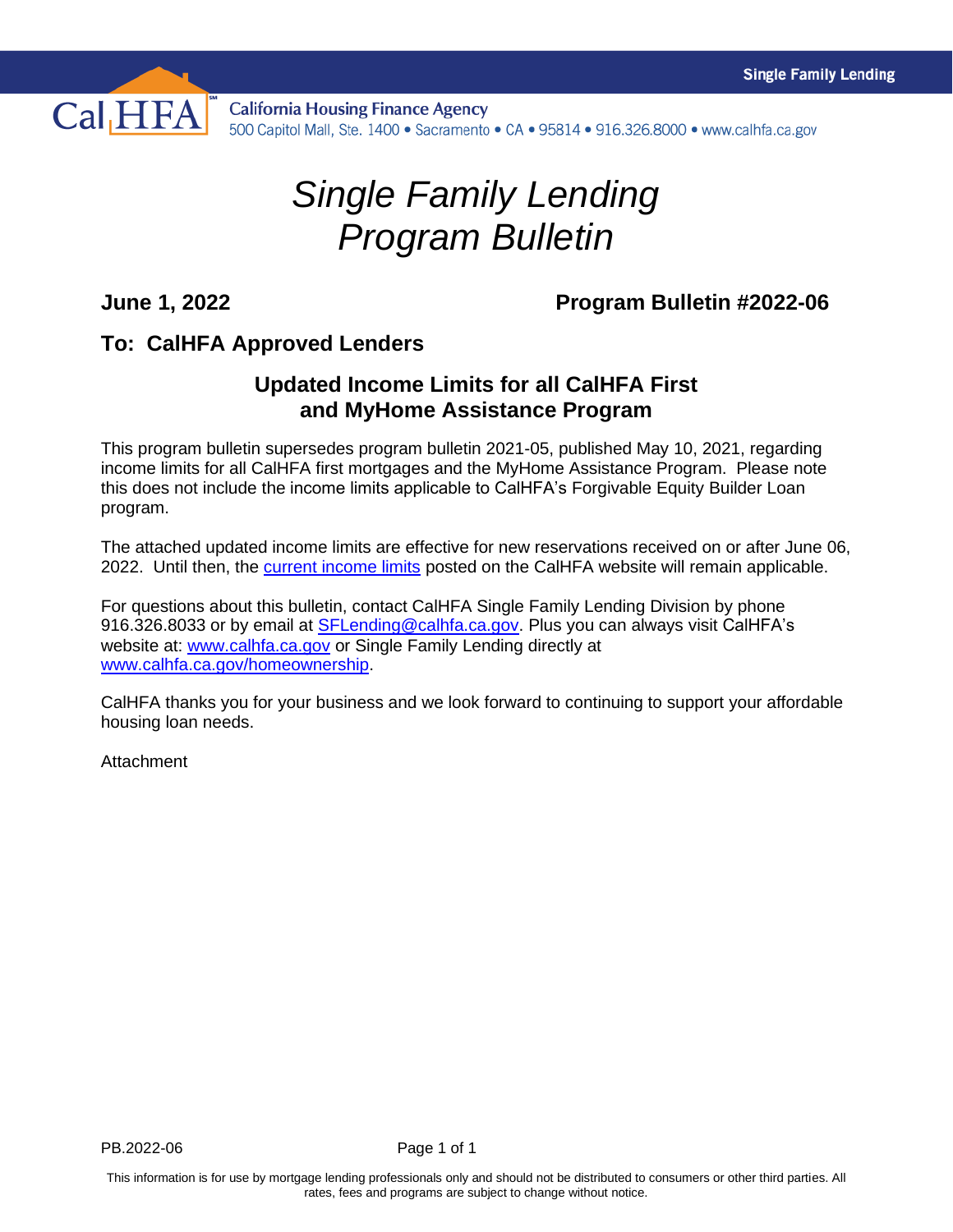California Housing Finance Agency
500 Capitol Mall, Ste. 1400 • Sacramento • CA • 95814 • 916.326.8000 • www.calhfa.ca.gov

# *Single Family Lending Program Bulletin*

**June 1, 2022** **Program Bulletin #2022-06**

## To: CalHFA Approved Lenders

### Updated Income Limits for all CalHFA First and MyHome Assistance Program

This program bulletin supersedes program bulletin 2021-05, published May 10, 2021, regarding income limits for all CalHFA first mortgages and the MyHome Assistance Program. Please note this does not include the income limits applicable to CalHFA's Forgivable Equity Builder Loan program.

The attached updated income limits are effective for new reservations received on or after June 06, 2022. Until then, the current income limits posted on the CalHFA website will remain applicable.

For questions about this bulletin, contact CalHFA Single Family Lending Division by phone 916.326.8033 or by email at SFLending@calhfa.ca.gov. Plus you can always visit CalHFA's website at: www.calhfa.ca.gov or Single Family Lending directly at www.calhfa.ca.gov/homeownership.

CalHFA thanks you for your business and we look forward to continuing to support your affordable housing loan needs.

Attachment

This information is for use by mortgage lending professionals only and should not be distributed to consumers or other third parties. All rates, fees and programs are subject to change without notice.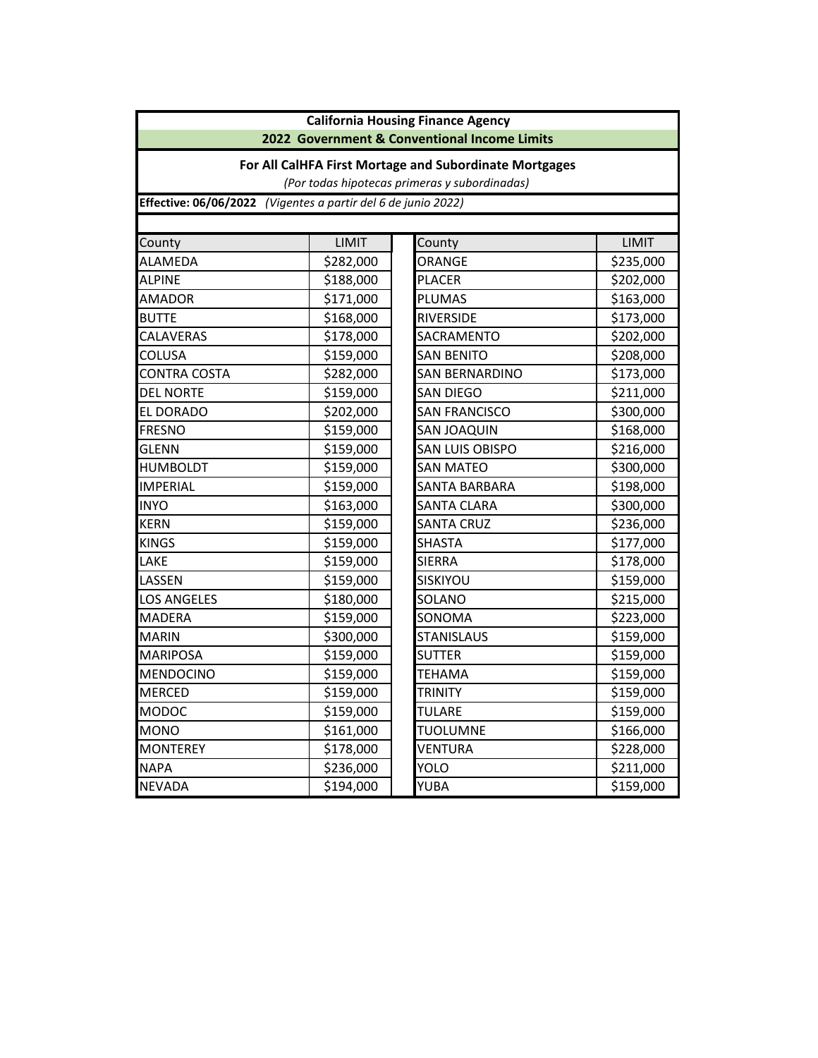**California Housing Finance Agency**

**2022 Government & Conventional Income Limits**

**For All CalHFA First Mortage and Subordinate Mortgages**

*(Por todas hipotecas primeras y subordinadas)*

**Effective: 06/06/2022** *(Vigentes a partir del 6 de junio 2022)*

| County | LIMIT | | County | LIMIT |
|---|---|---|---|---|
| ALAMEDA | $282,000 | | ORANGE | $235,000 |
| ALPINE | $188,000 | | PLACER | $202,000 |
| AMADOR | $171,000 | | PLUMAS | $163,000 |
| BUTTE | $168,000 | | RIVERSIDE | $173,000 |
| CALAVERAS | $178,000 | | SACRAMENTO | $202,000 |
| COLUSA | $159,000 | | SAN BENITO | $208,000 |
| CONTRA COSTA | $282,000 | | SAN BERNARDINO | $173,000 |
| DEL NORTE | $159,000 | | SAN DIEGO | $211,000 |
| EL DORADO | $202,000 | | SAN FRANCISCO | $300,000 |
| FRESNO | $159,000 | | SAN JOAQUIN | $168,000 |
| GLENN | $159,000 | | SAN LUIS OBISPO | $216,000 |
| HUMBOLDT | $159,000 | | SAN MATEO | $300,000 |
| IMPERIAL | $159,000 | | SANTA BARBARA | $198,000 |
| INYO | $163,000 | | SANTA CLARA | $300,000 |
| KERN | $159,000 | | SANTA CRUZ | $236,000 |
| KINGS | $159,000 | | SHASTA | $177,000 |
| LAKE | $159,000 | | SIERRA | $178,000 |
| LASSEN | $159,000 | | SISKIYOU | $159,000 |
| LOS ANGELES | $180,000 | | SOLANO | $215,000 |
| MADERA | $159,000 | | SONOMA | $223,000 |
| MARIN | $300,000 | | STANISLAUS | $159,000 |
| MARIPOSA | $159,000 | | SUTTER | $159,000 |
| MENDOCINO | $159,000 | | TEHAMA | $159,000 |
| MERCED | $159,000 | | TRINITY | $159,000 |
| MODOC | $159,000 | | TULARE | $159,000 |
| MONO | $161,000 | | TUOLUMNE | $166,000 |
| MONTEREY | $178,000 | | VENTURA | $228,000 |
| NAPA | $236,000 | | YOLO | $211,000 |
| NEVADA | $194,000 | | YUBA | $159,000 |